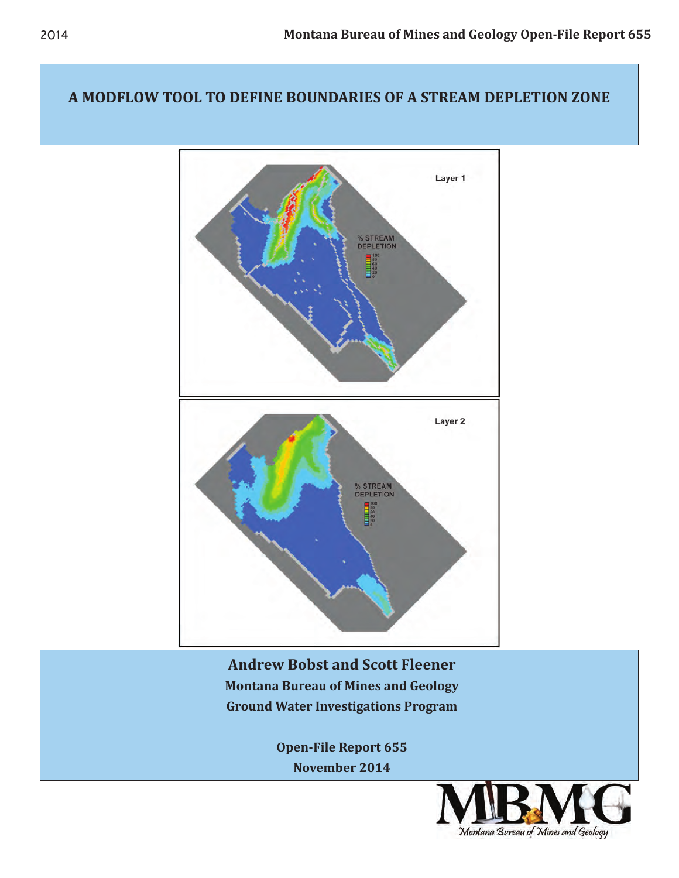# A MODFLOW TOOL TO DEFINE BOUNDARIES OF A STREAM DEPLETION ZONE

**Andrew Bobst and Scott Fleener**

**Montana Bureau of Mines and Geology**

**Ground Water Investigations Program**

**Open-File Report 655**

**November 2014**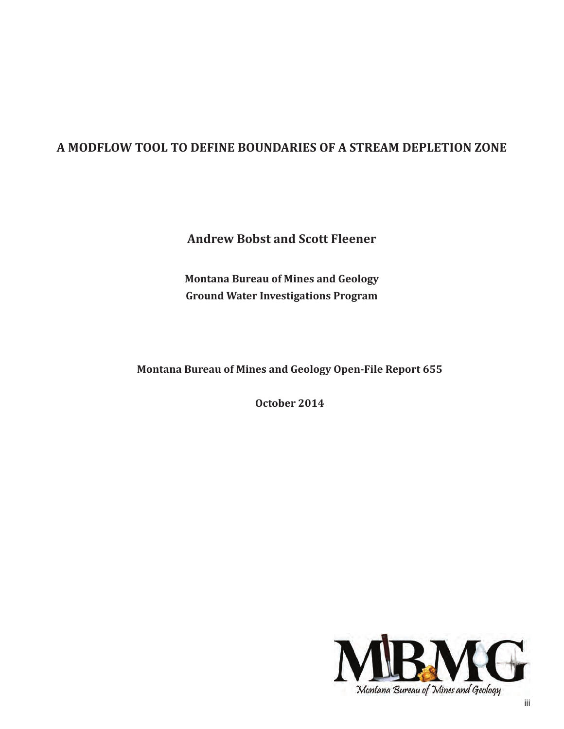# A MODFLOW TOOL TO DEFINE BOUNDARIES OF A STREAM DEPLETION ZONE

**Andrew Bobst and Scott Fleener**

**Montana Bureau of Mines and Geology**
**Ground Water Investigations Program**

**Montana Bureau of Mines and Geology Open-File Report 655**

**October 2014**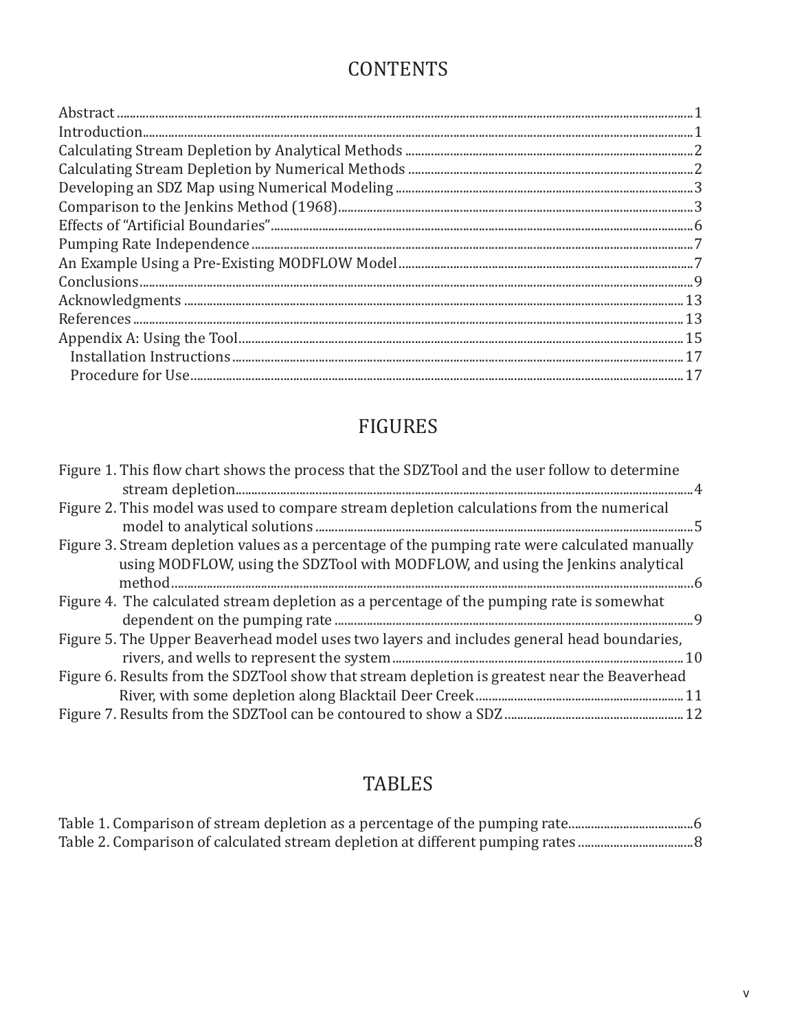# CONTENTS

- Abstract ... 1
- Introduction ... 1
- Calculating Stream Depletion by Analytical Methods ... 2
- Calculating Stream Depletion by Numerical Methods ... 2
- Developing an SDZ Map using Numerical Modeling ... 3
- Comparison to the Jenkins Method (1968) ... 3
- Effects of "Artificial Boundaries" ... 6
- Pumping Rate Independence ... 7
- An Example Using a Pre-Existing MODFLOW Model ... 7
- Conclusions ... 9
- Acknowledgments ... 13
- References ... 13
- Appendix A: Using the Tool ... 15
  - Installation Instructions ... 17
  - Procedure for Use ... 17

# FIGURES

- Figure 1. This flow chart shows the process that the SDZTool and the user follow to determine stream depletion ... 4
- Figure 2. This model was used to compare stream depletion calculations from the numerical model to analytical solutions ... 5
- Figure 3. Stream depletion values as a percentage of the pumping rate were calculated manually using MODFLOW, using the SDZTool with MODFLOW, and using the Jenkins analytical method ... 6
- Figure 4. The calculated stream depletion as a percentage of the pumping rate is somewhat dependent on the pumping rate ... 9
- Figure 5. The Upper Beaverhead model uses two layers and includes general head boundaries, rivers, and wells to represent the system ... 10
- Figure 6. Results from the SDZTool show that stream depletion is greatest near the Beaverhead River, with some depletion along Blacktail Deer Creek ... 11
- Figure 7. Results from the SDZTool can be contoured to show a SDZ ... 12

# TABLES

- Table 1. Comparison of stream depletion as a percentage of the pumping rate ... 6
- Table 2. Comparison of calculated stream depletion at different pumping rates ... 8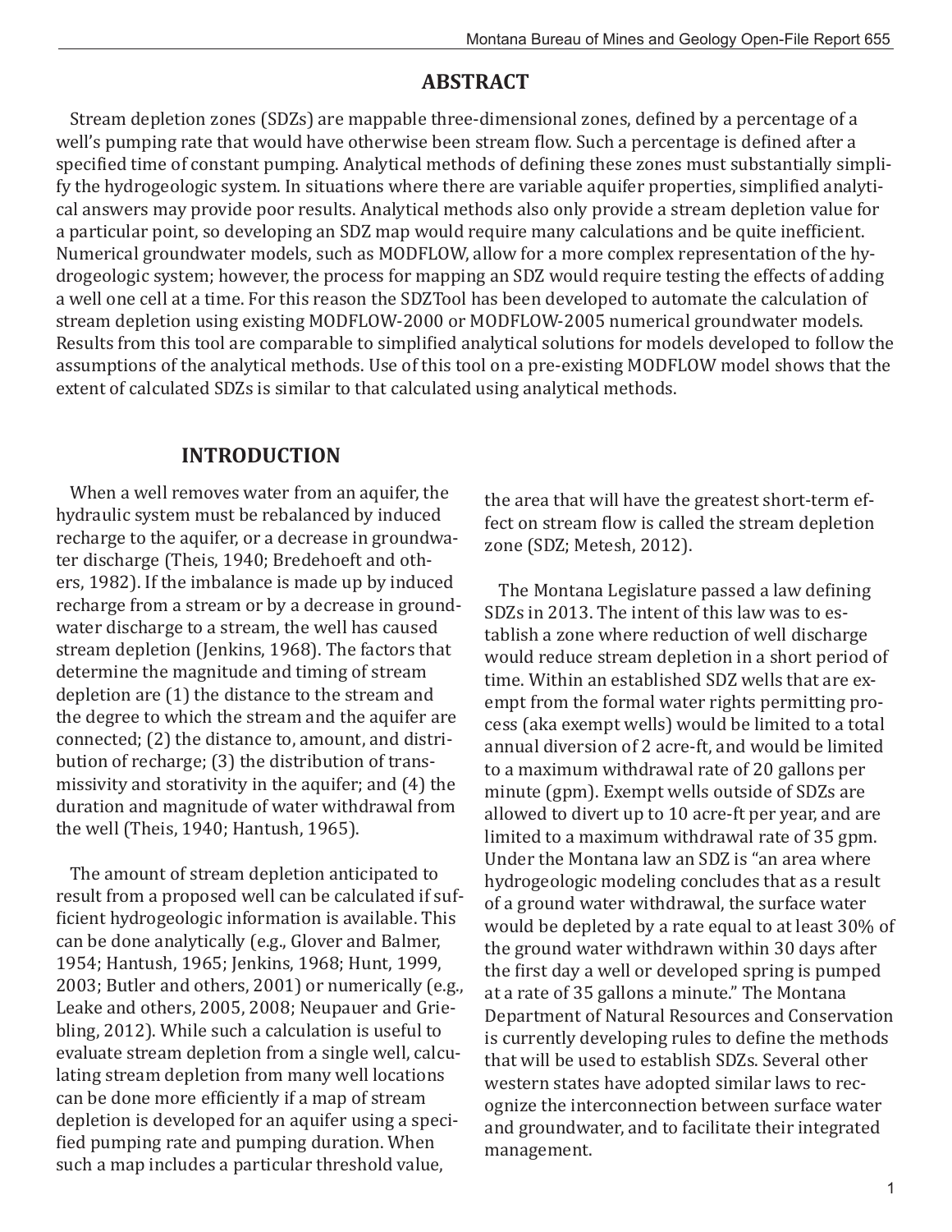## ABSTRACT

Stream depletion zones (SDZs) are mappable three-dimensional zones, defined by a percentage of a well's pumping rate that would have otherwise been stream flow. Such a percentage is defined after a specified time of constant pumping. Analytical methods of defining these zones must substantially simplify the hydrogeologic system. In situations where there are variable aquifer properties, simplified analytical answers may provide poor results. Analytical methods also only provide a stream depletion value for a particular point, so developing an SDZ map would require many calculations and be quite inefficient. Numerical groundwater models, such as MODFLOW, allow for a more complex representation of the hydrogeologic system; however, the process for mapping an SDZ would require testing the effects of adding a well one cell at a time. For this reason the SDZTool has been developed to automate the calculation of stream depletion using existing MODFLOW-2000 or MODFLOW-2005 numerical groundwater models. Results from this tool are comparable to simplified analytical solutions for models developed to follow the assumptions of the analytical methods. Use of this tool on a pre-existing MODFLOW model shows that the extent of calculated SDZs is similar to that calculated using analytical methods.

## INTRODUCTION

When a well removes water from an aquifer, the hydraulic system must be rebalanced by induced recharge to the aquifer, or a decrease in groundwater discharge (Theis, 1940; Bredehoeft and others, 1982). If the imbalance is made up by induced recharge from a stream or by a decrease in groundwater discharge to a stream, the well has caused stream depletion (Jenkins, 1968). The factors that determine the magnitude and timing of stream depletion are (1) the distance to the stream and the degree to which the stream and the aquifer are connected; (2) the distance to, amount, and distribution of recharge; (3) the distribution of transmissivity and storativity in the aquifer; and (4) the duration and magnitude of water withdrawal from the well (Theis, 1940; Hantush, 1965).

The amount of stream depletion anticipated to result from a proposed well can be calculated if sufficient hydrogeologic information is available. This can be done analytically (e.g., Glover and Balmer, 1954; Hantush, 1965; Jenkins, 1968; Hunt, 1999, 2003; Butler and others, 2001) or numerically (e.g., Leake and others, 2005, 2008; Neupauer and Griebling, 2012). While such a calculation is useful to evaluate stream depletion from a single well, calculating stream depletion from many well locations can be done more efficiently if a map of stream depletion is developed for an aquifer using a specified pumping rate and pumping duration. When such a map includes a particular threshold value, the area that will have the greatest short-term effect on stream flow is called the stream depletion zone (SDZ; Metesh, 2012).

The Montana Legislature passed a law defining SDZs in 2013. The intent of this law was to establish a zone where reduction of well discharge would reduce stream depletion in a short period of time. Within an established SDZ wells that are exempt from the formal water rights permitting process (aka exempt wells) would be limited to a total annual diversion of 2 acre-ft, and would be limited to a maximum withdrawal rate of 20 gallons per minute (gpm). Exempt wells outside of SDZs are allowed to divert up to 10 acre-ft per year, and are limited to a maximum withdrawal rate of 35 gpm. Under the Montana law an SDZ is "an area where hydrogeologic modeling concludes that as a result of a ground water withdrawal, the surface water would be depleted by a rate equal to at least 30% of the ground water withdrawn within 30 days after the first day a well or developed spring is pumped at a rate of 35 gallons a minute." The Montana Department of Natural Resources and Conservation is currently developing rules to define the methods that will be used to establish SDZs. Several other western states have adopted similar laws to recognize the interconnection between surface water and groundwater, and to facilitate their integrated management.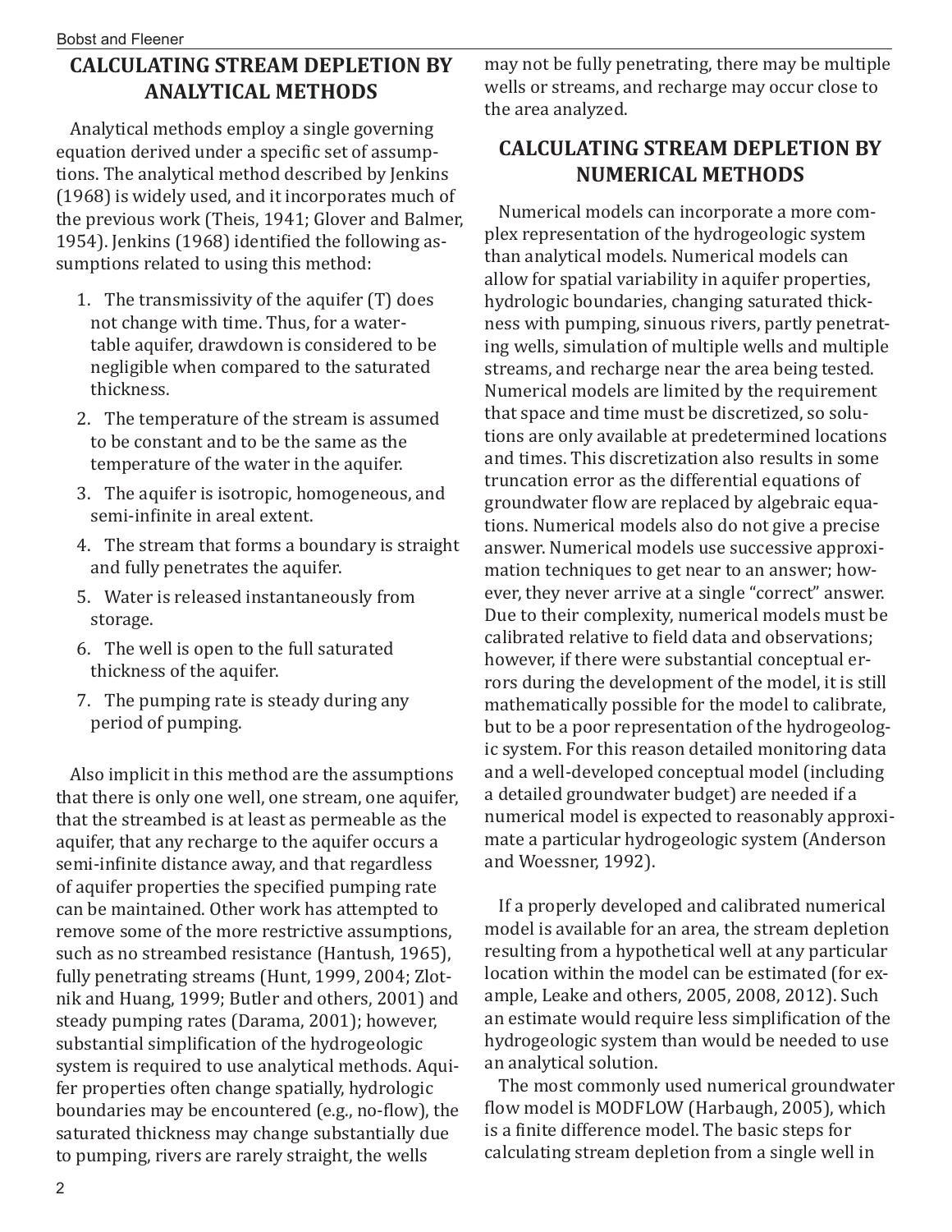## CALCULATING STREAM DEPLETION BY ANALYTICAL METHODS

Analytical methods employ a single governing equation derived under a specific set of assumptions. The analytical method described by Jenkins (1968) is widely used, and it incorporates much of the previous work (Theis, 1941; Glover and Balmer, 1954). Jenkins (1968) identified the following assumptions related to using this method:

1. The transmissivity of the aquifer (T) does not change with time. Thus, for a water-table aquifer, drawdown is considered to be negligible when compared to the saturated thickness.
2. The temperature of the stream is assumed to be constant and to be the same as the temperature of the water in the aquifer.
3. The aquifer is isotropic, homogeneous, and semi-infinite in areal extent.
4. The stream that forms a boundary is straight and fully penetrates the aquifer.
5. Water is released instantaneously from storage.
6. The well is open to the full saturated thickness of the aquifer.
7. The pumping rate is steady during any period of pumping.

Also implicit in this method are the assumptions that there is only one well, one stream, one aquifer, that the streambed is at least as permeable as the aquifer, that any recharge to the aquifer occurs a semi-infinite distance away, and that regardless of aquifer properties the specified pumping rate can be maintained. Other work has attempted to remove some of the more restrictive assumptions, such as no streambed resistance (Hantush, 1965), fully penetrating streams (Hunt, 1999, 2004; Zlotnik and Huang, 1999; Butler and others, 2001) and steady pumping rates (Darama, 2001); however, substantial simplification of the hydrogeologic system is required to use analytical methods. Aquifer properties often change spatially, hydrologic boundaries may be encountered (e.g., no-flow), the saturated thickness may change substantially due to pumping, rivers are rarely straight, the wells may not be fully penetrating, there may be multiple wells or streams, and recharge may occur close to the area analyzed.

## CALCULATING STREAM DEPLETION BY NUMERICAL METHODS

Numerical models can incorporate a more complex representation of the hydrogeologic system than analytical models. Numerical models can allow for spatial variability in aquifer properties, hydrologic boundaries, changing saturated thickness with pumping, sinuous rivers, partly penetrating wells, simulation of multiple wells and multiple streams, and recharge near the area being tested. Numerical models are limited by the requirement that space and time must be discretized, so solutions are only available at predetermined locations and times. This discretization also results in some truncation error as the differential equations of groundwater flow are replaced by algebraic equations. Numerical models also do not give a precise answer. Numerical models use successive approximation techniques to get near to an answer; however, they never arrive at a single "correct" answer. Due to their complexity, numerical models must be calibrated relative to field data and observations; however, if there were substantial conceptual errors during the development of the model, it is still mathematically possible for the model to calibrate, but to be a poor representation of the hydrogeologic system. For this reason detailed monitoring data and a well-developed conceptual model (including a detailed groundwater budget) are needed if a numerical model is expected to reasonably approximate a particular hydrogeologic system (Anderson and Woessner, 1992).

If a properly developed and calibrated numerical model is available for an area, the stream depletion resulting from a hypothetical well at any particular location within the model can be estimated (for example, Leake and others, 2005, 2008, 2012). Such an estimate would require less simplification of the hydrogeologic system than would be needed to use an analytical solution.

The most commonly used numerical groundwater flow model is MODFLOW (Harbaugh, 2005), which is a finite difference model. The basic steps for calculating stream depletion from a single well in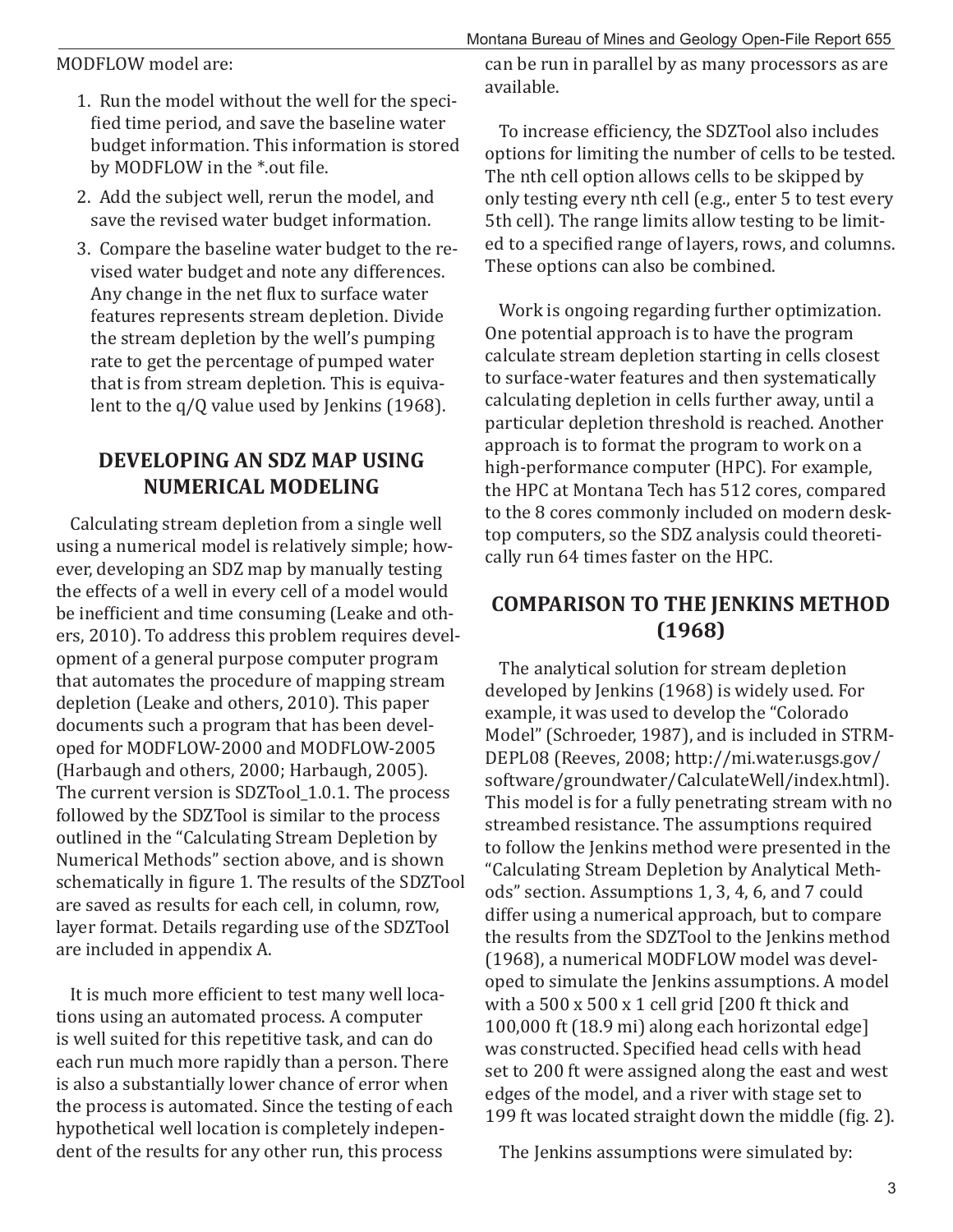MODFLOW model are:

1. Run the model without the well for the specified time period, and save the baseline water budget information. This information is stored by MODFLOW in the *.out file.
2. Add the subject well, rerun the model, and save the revised water budget information.
3. Compare the baseline water budget to the revised water budget and note any differences. Any change in the net flux to surface water features represents stream depletion. Divide the stream depletion by the well's pumping rate to get the percentage of pumped water that is from stream depletion. This is equivalent to the q/Q value used by Jenkins (1968).

## DEVELOPING AN SDZ MAP USING NUMERICAL MODELING

Calculating stream depletion from a single well using a numerical model is relatively simple; however, developing an SDZ map by manually testing the effects of a well in every cell of a model would be inefficient and time consuming (Leake and others, 2010). To address this problem requires development of a general purpose computer program that automates the procedure of mapping stream depletion (Leake and others, 2010). This paper documents such a program that has been developed for MODFLOW-2000 and MODFLOW-2005 (Harbaugh and others, 2000; Harbaugh, 2005). The current version is SDZTool_1.0.1. The process followed by the SDZTool is similar to the process outlined in the "Calculating Stream Depletion by Numerical Methods" section above, and is shown schematically in figure 1. The results of the SDZTool are saved as results for each cell, in column, row, layer format. Details regarding use of the SDZTool are included in appendix A.

It is much more efficient to test many well locations using an automated process. A computer is well suited for this repetitive task, and can do each run much more rapidly than a person. There is also a substantially lower chance of error when the process is automated. Since the testing of each hypothetical well location is completely independent of the results for any other run, this process can be run in parallel by as many processors as are available.

To increase efficiency, the SDZTool also includes options for limiting the number of cells to be tested. The nth cell option allows cells to be skipped by only testing every nth cell (e.g., enter 5 to test every 5th cell). The range limits allow testing to be limited to a specified range of layers, rows, and columns. These options can also be combined.

Work is ongoing regarding further optimization. One potential approach is to have the program calculate stream depletion starting in cells closest to surface-water features and then systematically calculating depletion in cells further away, until a particular depletion threshold is reached. Another approach is to format the program to work on a high-performance computer (HPC). For example, the HPC at Montana Tech has 512 cores, compared to the 8 cores commonly included on modern desktop computers, so the SDZ analysis could theoretically run 64 times faster on the HPC.

## COMPARISON TO THE JENKINS METHOD (1968)

The analytical solution for stream depletion developed by Jenkins (1968) is widely used. For example, it was used to develop the "Colorado Model" (Schroeder, 1987), and is included in STRMDEPL08 (Reeves, 2008; http://mi.water.usgs.gov/software/groundwater/CalculateWell/index.html). This model is for a fully penetrating stream with no streambed resistance. The assumptions required to follow the Jenkins method were presented in the "Calculating Stream Depletion by Analytical Methods" section. Assumptions 1, 3, 4, 6, and 7 could differ using a numerical approach, but to compare the results from the SDZTool to the Jenkins method (1968), a numerical MODFLOW model was developed to simulate the Jenkins assumptions. A model with a 500 x 500 x 1 cell grid [200 ft thick and 100,000 ft (18.9 mi) along each horizontal edge] was constructed. Specified head cells with head set to 200 ft were assigned along the east and west edges of the model, and a river with stage set to 199 ft was located straight down the middle (fig. 2).

The Jenkins assumptions were simulated by: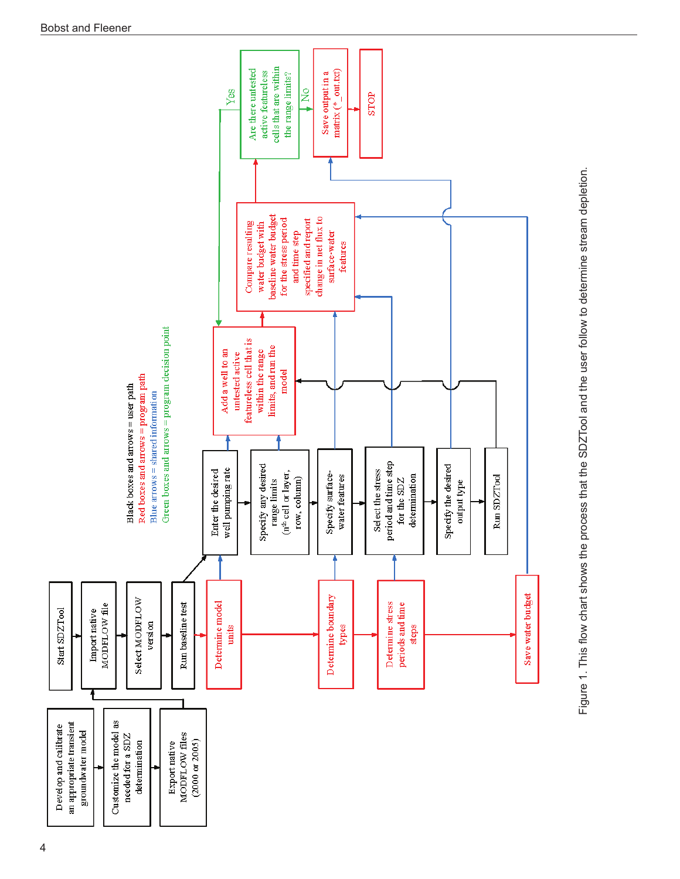Black boxes and arrows = user path
Red boxes and arrows = program path
Blue arrows = shared information
Green boxes and arrows = program decision point

Develop and calibrate an appropriate transient groundwater model

Customize the model as needed for a SDZ determination

Export native MODFLOW files (2000 or 2005)

Start SDZTool

Import native MODFLOW file

Select MODFLOW version

Run baseline test

Determine model units

Determine boundary types

Determine stress periods and time steps

Save water budget

Enter the desired well pumping rate

Specify any desired range limits ($n^{th}$ cell or layer, row, column)

Specify surface-water features

Select the stress period and time step for the SDZ determination

Specify the desired output type

Run SDZTool

Add a well to an untested active featureless cell that is within the range limits, and run the model

Compare resulting water budget with baseline water budget for the stress period and time step specified and report change in net flux to surface-water features

Are there untested active featureless cells that are within the range limits?

Yes

No

Save output in a matrix (*_out.txt)

STOP

Figure 1. This flow chart shows the process that the SDZTool and the user follow to determine stream depletion.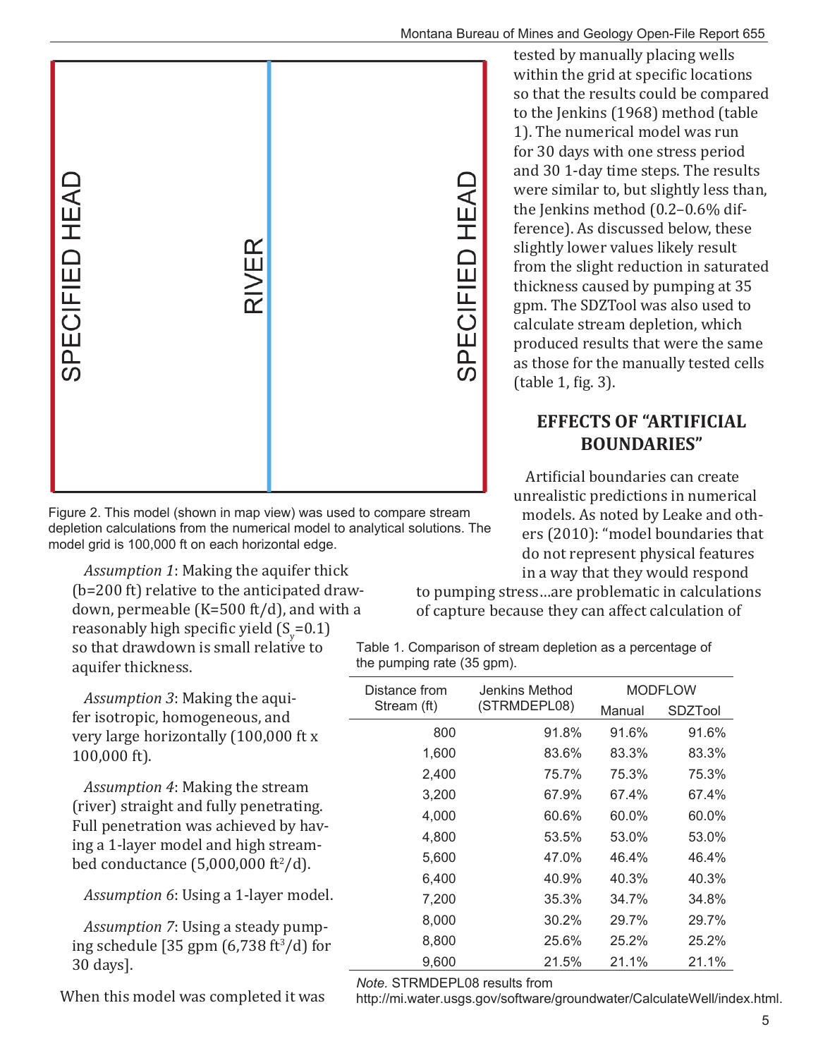SPECIFIED HEAD

RIVER

SPECIFIED HEAD

Figure 2. This model (shown in map view) was used to compare stream depletion calculations from the numerical model to analytical solutions. The model grid is 100,000 ft on each horizontal edge.

*Assumption 1*: Making the aquifer thick (b=200 ft) relative to the anticipated drawdown, permeable (K=500 ft/d), and with a reasonably high specific yield ($S_y$=0.1) so that drawdown is small relative to aquifer thickness.

*Assumption 3*: Making the aquifer isotropic, homogeneous, and very large horizontally (100,000 ft x 100,000 ft).

*Assumption 4*: Making the stream (river) straight and fully penetrating. Full penetration was achieved by having a 1-layer model and high streambed conductance (5,000,000 $ft^2$/d).

*Assumption 6*: Using a 1-layer model.

*Assumption 7*: Using a steady pumping schedule [35 gpm (6,738 $ft^3$/d) for 30 days].

When this model was completed it was tested by manually placing wells within the grid at specific locations so that the results could be compared to the Jenkins (1968) method (table 1). The numerical model was run for 30 days with one stress period and 30 1-day time steps. The results were similar to, but slightly less than, the Jenkins method (0.2–0.6% difference). As discussed below, these slightly lower values likely result from the slight reduction in saturated thickness caused by pumping at 35 gpm. The SDZTool was also used to calculate stream depletion, which produced results that were the same as those for the manually tested cells (table 1, fig. 3).

## EFFECTS OF "ARTIFICIAL BOUNDARIES"

Artificial boundaries can create unrealistic predictions in numerical models. As noted by Leake and others (2010): "model boundaries that do not represent physical features in a way that they would respond to pumping stress…are problematic in calculations of capture because they can affect calculation of

Table 1. Comparison of stream depletion as a percentage of the pumping rate (35 gpm).

| Distance from Stream (ft) | Jenkins Method (STRMDEPL08) | MODFLOW | |
|---|---|---|---|
| | | Manual | SDZTool |
| 800 | 91.8% | 91.6% | 91.6% |
| 1,600 | 83.6% | 83.3% | 83.3% |
| 2,400 | 75.7% | 75.3% | 75.3% |
| 3,200 | 67.9% | 67.4% | 67.4% |
| 4,000 | 60.6% | 60.0% | 60.0% |
| 4,800 | 53.5% | 53.0% | 53.0% |
| 5,600 | 47.0% | 46.4% | 46.4% |
| 6,400 | 40.9% | 40.3% | 40.3% |
| 7,200 | 35.3% | 34.7% | 34.8% |
| 8,000 | 30.2% | 29.7% | 29.7% |
| 8,800 | 25.6% | 25.2% | 25.2% |
| 9,600 | 21.5% | 21.1% | 21.1% |

*Note.* STRMDEPL08 results from http://mi.water.usgs.gov/software/groundwater/CalculateWell/index.html.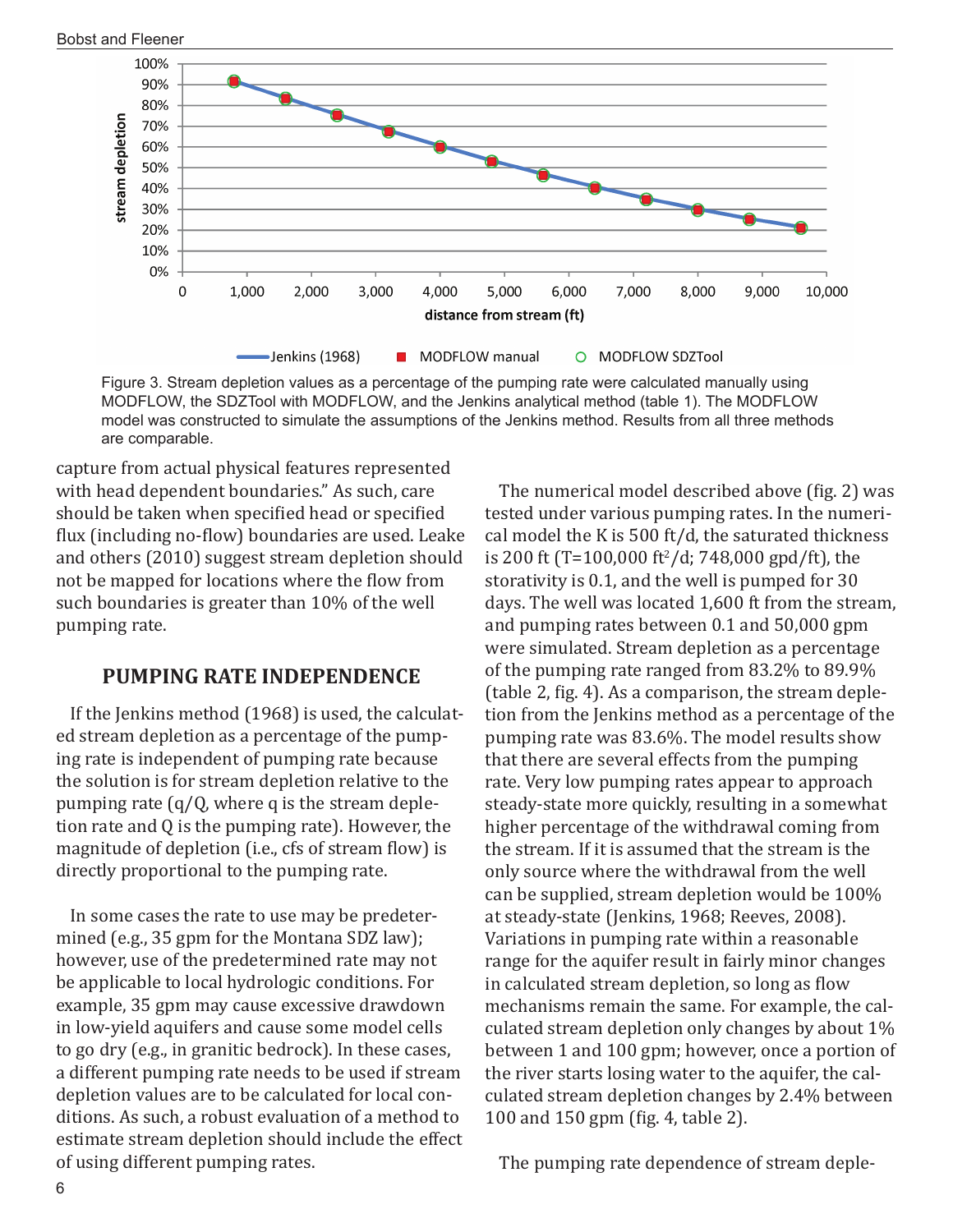Figure 3. Stream depletion values as a percentage of the pumping rate were calculated manually using MODFLOW, the SDZTool with MODFLOW, and the Jenkins analytical method (table 1). The MODFLOW model was constructed to simulate the assumptions of the Jenkins method. Results from all three methods are comparable.

capture from actual physical features represented with head dependent boundaries." As such, care should be taken when specified head or specified flux (including no-flow) boundaries are used. Leake and others (2010) suggest stream depletion should not be mapped for locations where the flow from such boundaries is greater than 10% of the well pumping rate.

## PUMPING RATE INDEPENDENCE

If the Jenkins method (1968) is used, the calculated stream depletion as a percentage of the pumping rate is independent of pumping rate because the solution is for stream depletion relative to the pumping rate (q/Q, where q is the stream depletion rate and Q is the pumping rate). However, the magnitude of depletion (i.e., cfs of stream flow) is directly proportional to the pumping rate.

In some cases the rate to use may be predetermined (e.g., 35 gpm for the Montana SDZ law); however, use of the predetermined rate may not be applicable to local hydrologic conditions. For example, 35 gpm may cause excessive drawdown in low-yield aquifers and cause some model cells to go dry (e.g., in granitic bedrock). In these cases, a different pumping rate needs to be used if stream depletion values are to be calculated for local conditions. As such, a robust evaluation of a method to estimate stream depletion should include the effect of using different pumping rates.

The numerical model described above (fig. 2) was tested under various pumping rates. In the numerical model the K is 500 ft/d, the saturated thickness is 200 ft (T=100,000 ft$^2$/d; 748,000 gpd/ft), the storativity is 0.1, and the well is pumped for 30 days. The well was located 1,600 ft from the stream, and pumping rates between 0.1 and 50,000 gpm were simulated. Stream depletion as a percentage of the pumping rate ranged from 83.2% to 89.9% (table 2, fig. 4). As a comparison, the stream depletion from the Jenkins method as a percentage of the pumping rate was 83.6%. The model results show that there are several effects from the pumping rate. Very low pumping rates appear to approach steady-state more quickly, resulting in a somewhat higher percentage of the withdrawal coming from the stream. If it is assumed that the stream is the only source where the withdrawal from the well can be supplied, stream depletion would be 100% at steady-state (Jenkins, 1968; Reeves, 2008). Variations in pumping rate within a reasonable range for the aquifer result in fairly minor changes in calculated stream depletion, so long as flow mechanisms remain the same. For example, the calculated stream depletion only changes by about 1% between 1 and 100 gpm; however, once a portion of the river starts losing water to the aquifer, the calculated stream depletion changes by 2.4% between 100 and 150 gpm (fig. 4, table 2).

The pumping rate dependence of stream deple-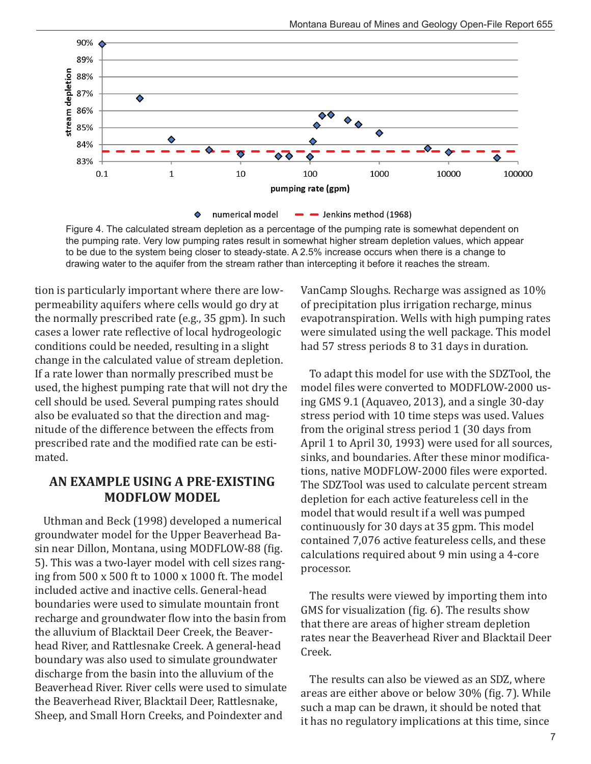Figure 4. The calculated stream depletion as a percentage of the pumping rate is somewhat dependent on the pumping rate. Very low pumping rates result in somewhat higher stream depletion values, which appear to be due to the system being closer to steady-state. A 2.5% increase occurs when there is a change to drawing water to the aquifer from the stream rather than intercepting it before it reaches the stream.

tion is particularly important where there are low-permeability aquifers where cells would go dry at the normally prescribed rate (e.g., 35 gpm). In such cases a lower rate reflective of local hydrogeologic conditions could be needed, resulting in a slight change in the calculated value of stream depletion. If a rate lower than normally prescribed must be used, the highest pumping rate that will not dry the cell should be used. Several pumping rates should also be evaluated so that the direction and magnitude of the difference between the effects from prescribed rate and the modified rate can be estimated.

## AN EXAMPLE USING A PRE-EXISTING MODFLOW MODEL

Uthman and Beck (1998) developed a numerical groundwater model for the Upper Beaverhead Basin near Dillon, Montana, using MODFLOW-88 (fig. 5). This was a two-layer model with cell sizes ranging from 500 x 500 ft to 1000 x 1000 ft. The model included active and inactive cells. General-head boundaries were used to simulate mountain front recharge and groundwater flow into the basin from the alluvium of Blacktail Deer Creek, the Beaverhead River, and Rattlesnake Creek. A general-head boundary was also used to simulate groundwater discharge from the basin into the alluvium of the Beaverhead River. River cells were used to simulate the Beaverhead River, Blacktail Deer, Rattlesnake, Sheep, and Small Horn Creeks, and Poindexter and VanCamp Sloughs. Recharge was assigned as 10% of precipitation plus irrigation recharge, minus evapotranspiration. Wells with high pumping rates were simulated using the well package. This model had 57 stress periods 8 to 31 days in duration.

To adapt this model for use with the SDZTool, the model files were converted to MODFLOW-2000 using GMS 9.1 (Aquaveo, 2013), and a single 30-day stress period with 10 time steps was used. Values from the original stress period 1 (30 days from April 1 to April 30, 1993) were used for all sources, sinks, and boundaries. After these minor modifications, native MODFLOW-2000 files were exported. The SDZTool was used to calculate percent stream depletion for each active featureless cell in the model that would result if a well was pumped continuously for 30 days at 35 gpm. This model contained 7,076 active featureless cells, and these calculations required about 9 min using a 4-core processor.

The results were viewed by importing them into GMS for visualization (fig. 6). The results show that there are areas of higher stream depletion rates near the Beaverhead River and Blacktail Deer Creek.

The results can also be viewed as an SDZ, where areas are either above or below 30% (fig. 7). While such a map can be drawn, it should be noted that it has no regulatory implications at this time, since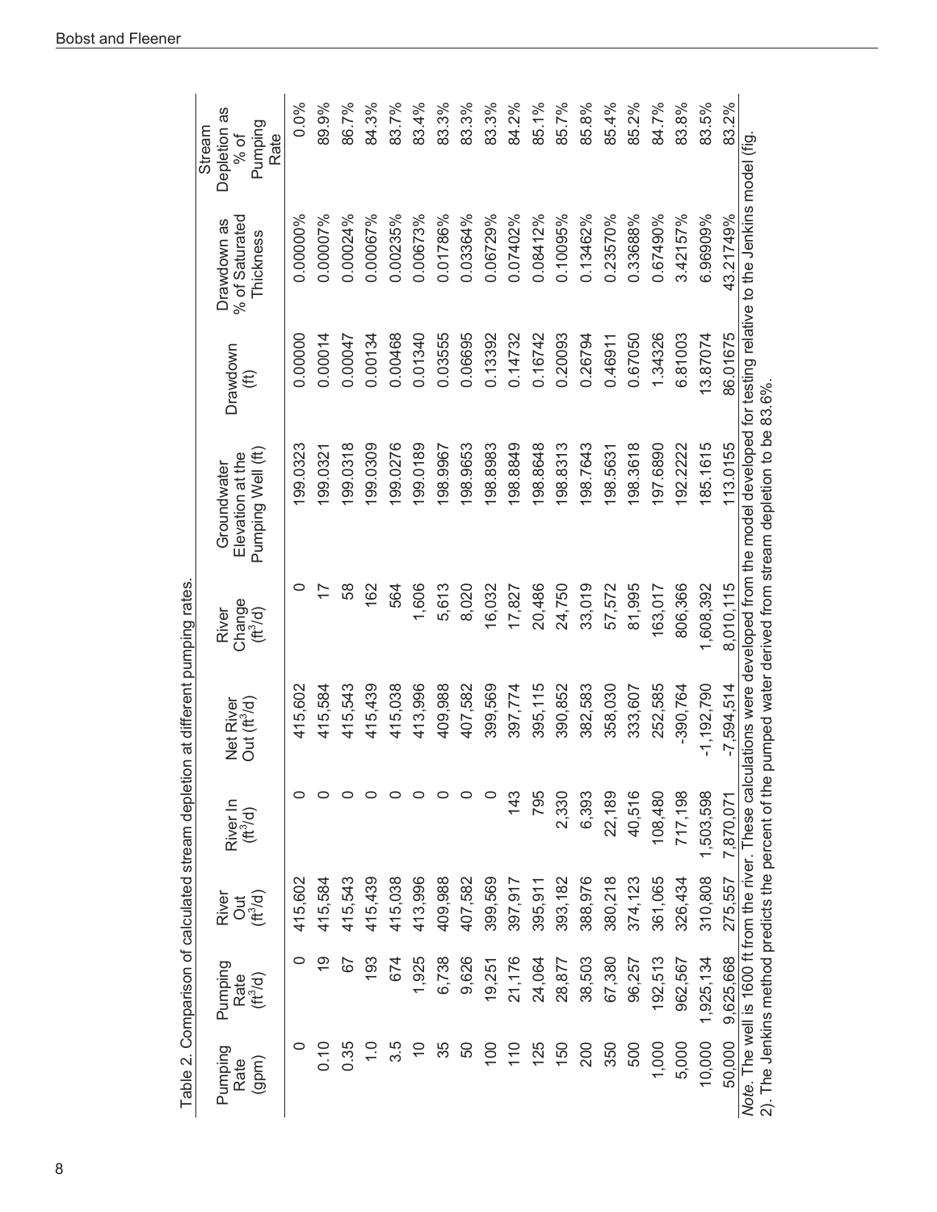Table 2. Comparison of calculated stream depletion at different pumping rates.

| Pumping Rate (gpm) | Pumping Rate ($ft^3/d$) | River Out ($ft^3/d$) | River In ($ft^3/d$) | Net River Out ($ft^3/d$) | River Change ($ft^3/d$) | Groundwater Elevation at the Pumping Well (ft) | Drawdown (ft) | Drawdown as % of Saturated Thickness | Stream Depletion as % of Pumping Rate |
|---|---|---|---|---|---|---|---|---|---|
| 0 | 0 | 415,602 | 0 | 415,602 | 0 | 199.0323 | 0.00000 | 0.00000% | 0.0% |
| 0.10 | 19 | 415,584 | 0 | 415,584 | 17 | 199.0321 | 0.00014 | 0.00007% | 89.9% |
| 0.35 | 67 | 415,543 | 0 | 415,543 | 58 | 199.0318 | 0.00047 | 0.00024% | 86.7% |
| 1.0 | 193 | 415,439 | 0 | 415,439 | 162 | 199.0309 | 0.00134 | 0.00067% | 84.3% |
| 3.5 | 674 | 415,038 | 0 | 415,038 | 564 | 199.0276 | 0.00468 | 0.00235% | 83.7% |
| 10 | 1,925 | 413,996 | 0 | 413,996 | 1,606 | 199.0189 | 0.01340 | 0.00673% | 83.4% |
| 35 | 6,738 | 409,988 | 0 | 409,988 | 5,613 | 198.9967 | 0.03555 | 0.01786% | 83.3% |
| 50 | 9,626 | 407,582 | 0 | 407,582 | 8,020 | 198.9653 | 0.06695 | 0.03364% | 83.3% |
| 100 | 19,251 | 399,569 | 0 | 399,569 | 16,032 | 198.8983 | 0.13392 | 0.06729% | 83.3% |
| 110 | 21,176 | 397,917 | 143 | 397,774 | 17,827 | 198.8849 | 0.14732 | 0.07402% | 84.2% |
| 125 | 24,064 | 395,911 | 795 | 395,115 | 20,486 | 198.8648 | 0.16742 | 0.08412% | 85.1% |
| 150 | 28,877 | 393,182 | 2,330 | 390,852 | 24,750 | 198.8313 | 0.20093 | 0.10095% | 85.7% |
| 200 | 38,503 | 388,976 | 6,393 | 382,583 | 33,019 | 198.7643 | 0.26794 | 0.13462% | 85.8% |
| 350 | 67,380 | 380,218 | 22,189 | 358,030 | 57,572 | 198.5631 | 0.46911 | 0.23570% | 85.4% |
| 500 | 96,257 | 374,123 | 40,516 | 333,607 | 81,995 | 198.3618 | 0.67050 | 0.33688% | 85.2% |
| 1,000 | 192,513 | 361,065 | 108,480 | 252,585 | 163,017 | 197.6890 | 1.34326 | 0.67490% | 84.7% |
| 5,000 | 962,567 | 326,434 | 717,198 | -390,764 | 806,366 | 192.2222 | 6.81003 | 3.42157% | 83.8% |
| 10,000 | 1,925,134 | 310,808 | 1,503,598 | -1,192,790 | 1,608,392 | 185.1615 | 13.87074 | 6.96909% | 83.5% |
| 50,000 | 9,625,668 | 275,557 | 7,870,071 | -7,594,514 | 8,010,115 | 113.0155 | 86.01675 | 43.21749% | 83.2% |

*Note*. The well is 1600 ft from the river. These calculations were developed from the model developed for testing relative to the Jenkins model (fig. 2). The Jenkins method predicts the percent of the pumped water derived from stream depletion to be 83.6%.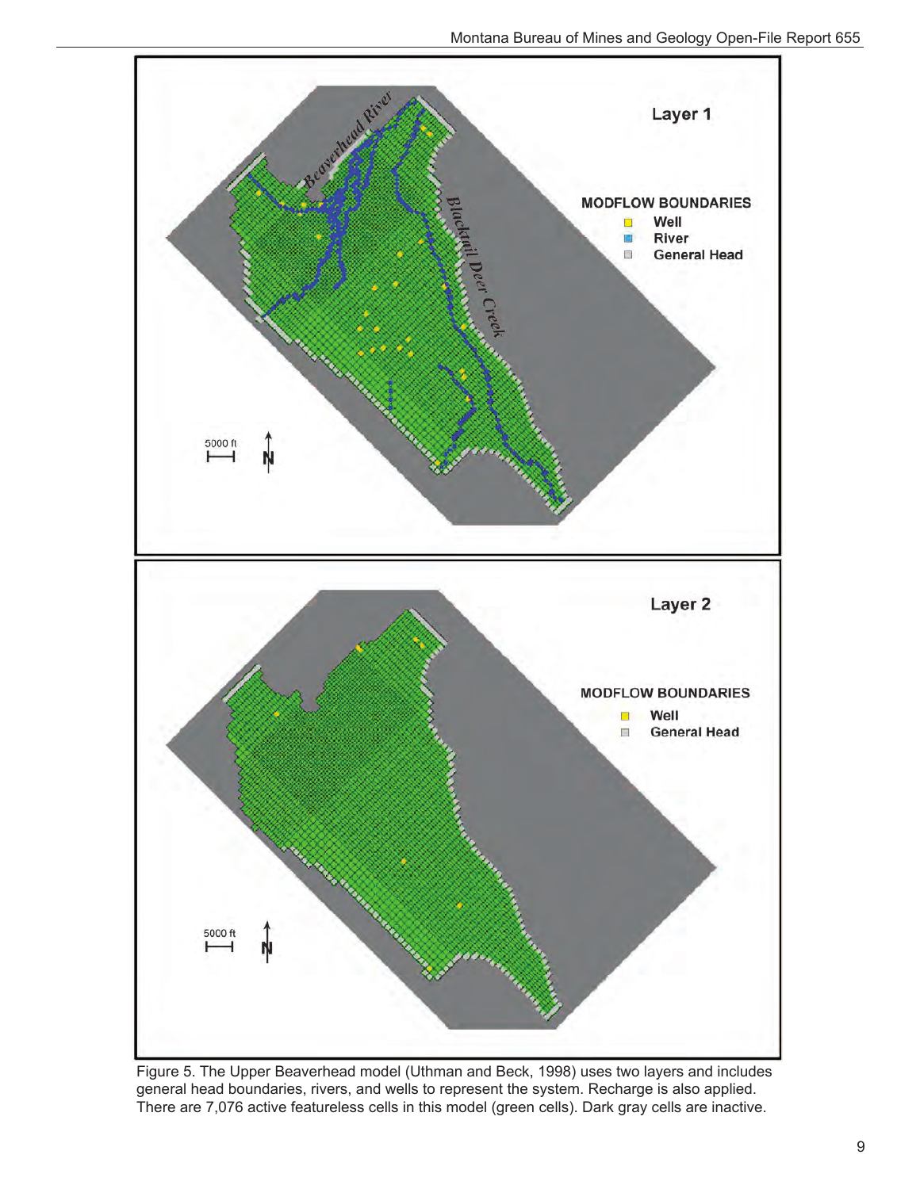Figure 5. The Upper Beaverhead model (Uthman and Beck, 1998) uses two layers and includes general head boundaries, rivers, and wells to represent the system. Recharge is also applied. There are 7,076 active featureless cells in this model (green cells). Dark gray cells are inactive.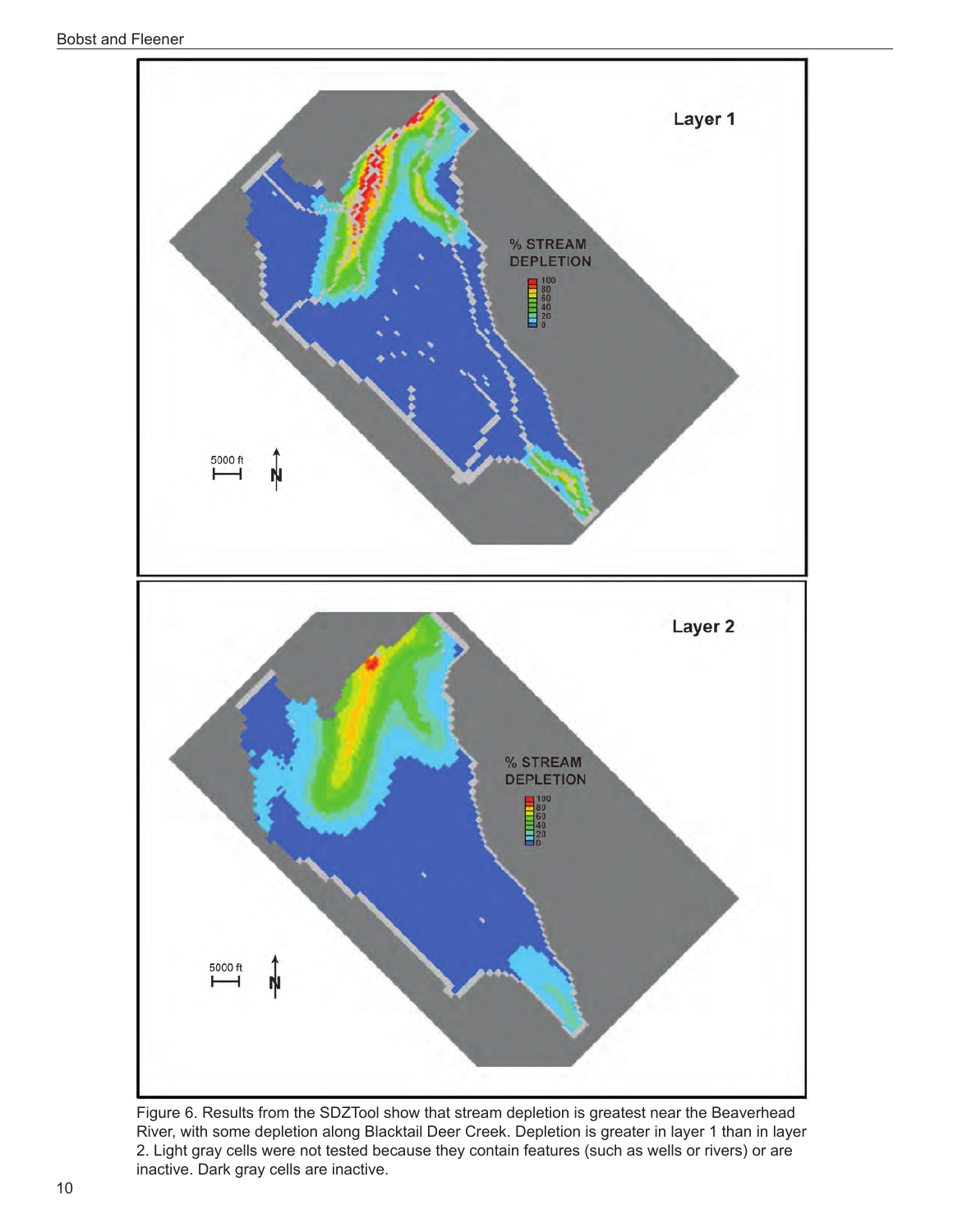Figure 6. Results from the SDZTool show that stream depletion is greatest near the Beaverhead River, with some depletion along Blacktail Deer Creek. Depletion is greater in layer 1 than in layer 2. Light gray cells were not tested because they contain features (such as wells or rivers) or are inactive. Dark gray cells are inactive.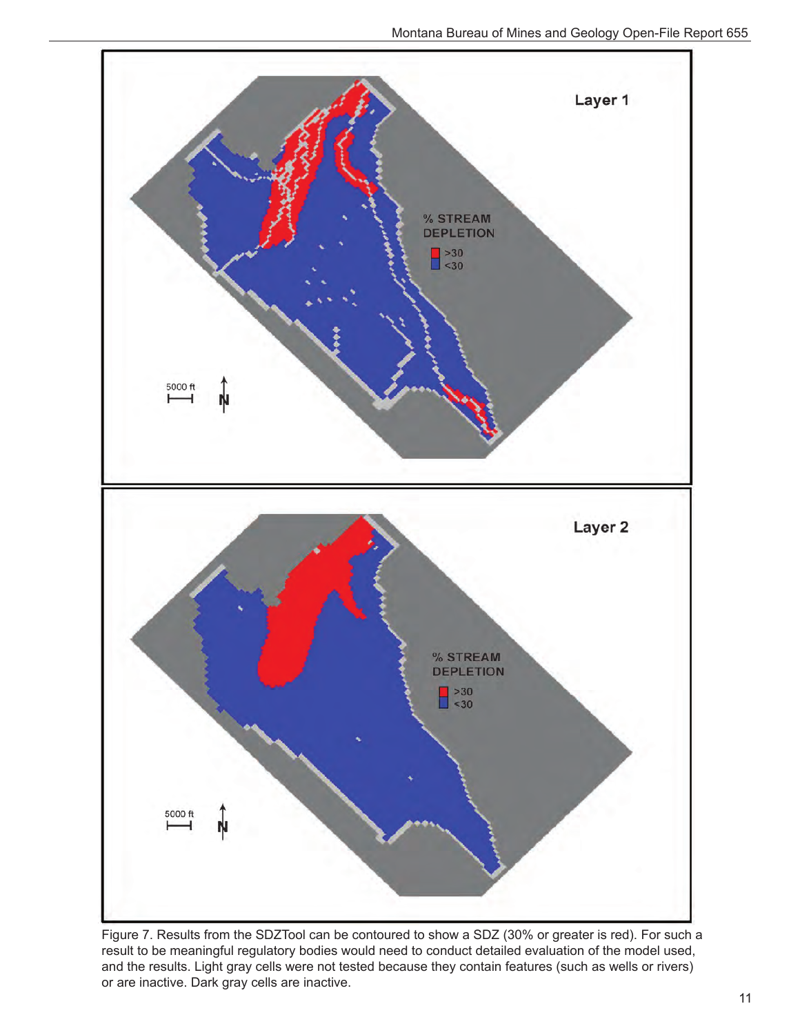Figure 7. Results from the SDZTool can be contoured to show a SDZ (30% or greater is red). For such a result to be meaningful regulatory bodies would need to conduct detailed evaluation of the model used, and the results. Light gray cells were not tested because they contain features (such as wells or rivers) or are inactive. Dark gray cells are inactive.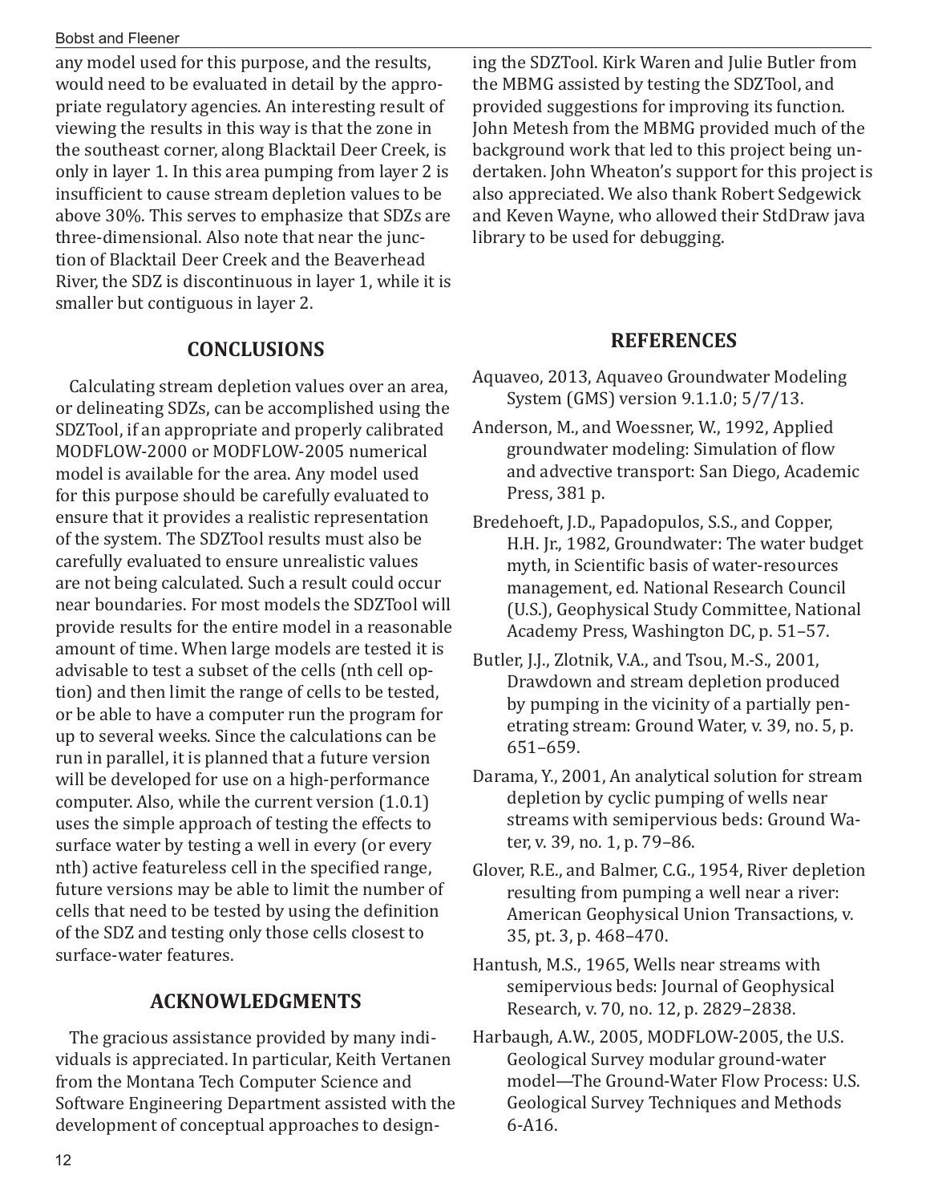any model used for this purpose, and the results, would need to be evaluated in detail by the appropriate regulatory agencies. An interesting result of viewing the results in this way is that the zone in the southeast corner, along Blacktail Deer Creek, is only in layer 1. In this area pumping from layer 2 is insufficient to cause stream depletion values to be above 30%. This serves to emphasize that SDZs are three-dimensional. Also note that near the junction of Blacktail Deer Creek and the Beaverhead River, the SDZ is discontinuous in layer 1, while it is smaller but contiguous in layer 2.

## CONCLUSIONS

Calculating stream depletion values over an area, or delineating SDZs, can be accomplished using the SDZTool, if an appropriate and properly calibrated MODFLOW-2000 or MODFLOW-2005 numerical model is available for the area. Any model used for this purpose should be carefully evaluated to ensure that it provides a realistic representation of the system. The SDZTool results must also be carefully evaluated to ensure unrealistic values are not being calculated. Such a result could occur near boundaries. For most models the SDZTool will provide results for the entire model in a reasonable amount of time. When large models are tested it is advisable to test a subset of the cells (nth cell option) and then limit the range of cells to be tested, or be able to have a computer run the program for up to several weeks. Since the calculations can be run in parallel, it is planned that a future version will be developed for use on a high-performance computer. Also, while the current version (1.0.1) uses the simple approach of testing the effects to surface water by testing a well in every (or every nth) active featureless cell in the specified range, future versions may be able to limit the number of cells that need to be tested by using the definition of the SDZ and testing only those cells closest to surface-water features.

## ACKNOWLEDGMENTS

The gracious assistance provided by many individuals is appreciated. In particular, Keith Vertanen from the Montana Tech Computer Science and Software Engineering Department assisted with the development of conceptual approaches to designing the SDZTool. Kirk Waren and Julie Butler from the MBMG assisted by testing the SDZTool, and provided suggestions for improving its function. John Metesh from the MBMG provided much of the background work that led to this project being undertaken. John Wheaton's support for this project is also appreciated. We also thank Robert Sedgewick and Keven Wayne, who allowed their StdDraw java library to be used for debugging.

## REFERENCES

Aquaveo, 2013, Aquaveo Groundwater Modeling System (GMS) version 9.1.1.0; 5/7/13.

Anderson, M., and Woessner, W., 1992, Applied groundwater modeling: Simulation of flow and advective transport: San Diego, Academic Press, 381 p.

Bredehoeft, J.D., Papadopulos, S.S., and Copper, H.H. Jr., 1982, Groundwater: The water budget myth, in Scientific basis of water-resources management, ed. National Research Council (U.S.), Geophysical Study Committee, National Academy Press, Washington DC, p. 51–57.

Butler, J.J., Zlotnik, V.A., and Tsou, M.-S., 2001, Drawdown and stream depletion produced by pumping in the vicinity of a partially penetrating stream: Ground Water, v. 39, no. 5, p. 651–659.

Darama, Y., 2001, An analytical solution for stream depletion by cyclic pumping of wells near streams with semipervious beds: Ground Water, v. 39, no. 1, p. 79–86.

Glover, R.E., and Balmer, C.G., 1954, River depletion resulting from pumping a well near a river: American Geophysical Union Transactions, v. 35, pt. 3, p. 468–470.

Hantush, M.S., 1965, Wells near streams with semipervious beds: Journal of Geophysical Research, v. 70, no. 12, p. 2829–2838.

Harbaugh, A.W., 2005, MODFLOW-2005, the U.S. Geological Survey modular ground-water model—The Ground-Water Flow Process: U.S. Geological Survey Techniques and Methods 6-A16.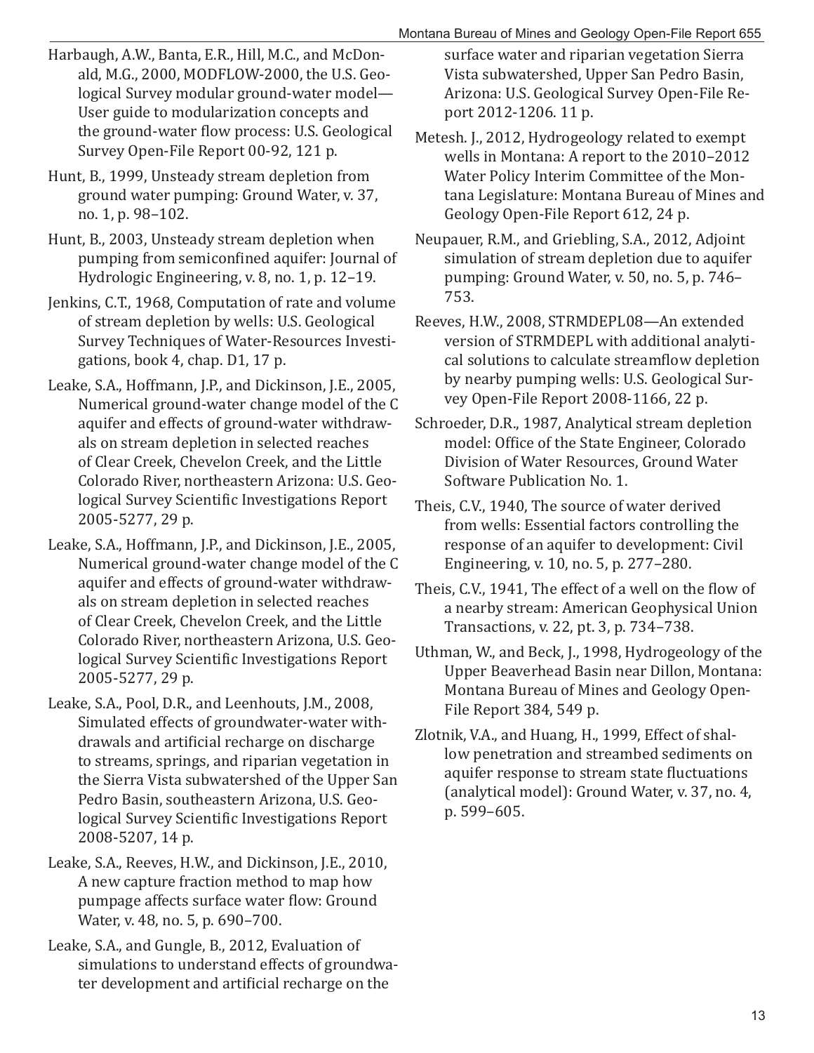Harbaugh, A.W., Banta, E.R., Hill, M.C., and McDonald, M.G., 2000, MODFLOW-2000, the U.S. Geological Survey modular ground-water model—User guide to modularization concepts and the ground-water flow process: U.S. Geological Survey Open-File Report 00-92, 121 p.

Hunt, B., 1999, Unsteady stream depletion from ground water pumping: Ground Water, v. 37, no. 1, p. 98–102.

Hunt, B., 2003, Unsteady stream depletion when pumping from semiconfined aquifer: Journal of Hydrologic Engineering, v. 8, no. 1, p. 12–19.

Jenkins, C.T., 1968, Computation of rate and volume of stream depletion by wells: U.S. Geological Survey Techniques of Water-Resources Investigations, book 4, chap. D1, 17 p.

Leake, S.A., Hoffmann, J.P., and Dickinson, J.E., 2005, Numerical ground-water change model of the C aquifer and effects of ground-water withdrawals on stream depletion in selected reaches of Clear Creek, Chevelon Creek, and the Little Colorado River, northeastern Arizona: U.S. Geological Survey Scientific Investigations Report 2005-5277, 29 p.

Leake, S.A., Hoffmann, J.P., and Dickinson, J.E., 2005, Numerical ground-water change model of the C aquifer and effects of ground-water withdrawals on stream depletion in selected reaches of Clear Creek, Chevelon Creek, and the Little Colorado River, northeastern Arizona, U.S. Geological Survey Scientific Investigations Report 2005-5277, 29 p.

Leake, S.A., Pool, D.R., and Leenhouts, J.M., 2008, Simulated effects of groundwater-water withdrawals and artificial recharge on discharge to streams, springs, and riparian vegetation in the Sierra Vista subwatershed of the Upper San Pedro Basin, southeastern Arizona, U.S. Geological Survey Scientific Investigations Report 2008-5207, 14 p.

Leake, S.A., Reeves, H.W., and Dickinson, J.E., 2010, A new capture fraction method to map how pumpage affects surface water flow: Ground Water, v. 48, no. 5, p. 690–700.

Leake, S.A., and Gungle, B., 2012, Evaluation of simulations to understand effects of groundwater development and artificial recharge on the surface water and riparian vegetation Sierra Vista subwatershed, Upper San Pedro Basin, Arizona: U.S. Geological Survey Open-File Report 2012-1206. 11 p.

Metesh. J., 2012, Hydrogeology related to exempt wells in Montana: A report to the 2010–2012 Water Policy Interim Committee of the Montana Legislature: Montana Bureau of Mines and Geology Open-File Report 612, 24 p.

Neupauer, R.M., and Griebling, S.A., 2012, Adjoint simulation of stream depletion due to aquifer pumping: Ground Water, v. 50, no. 5, p. 746–753.

Reeves, H.W., 2008, STRMDEPL08—An extended version of STRMDEPL with additional analytical solutions to calculate streamflow depletion by nearby pumping wells: U.S. Geological Survey Open-File Report 2008-1166, 22 p.

Schroeder, D.R., 1987, Analytical stream depletion model: Office of the State Engineer, Colorado Division of Water Resources, Ground Water Software Publication No. 1.

Theis, C.V., 1940, The source of water derived from wells: Essential factors controlling the response of an aquifer to development: Civil Engineering, v. 10, no. 5, p. 277–280.

Theis, C.V., 1941, The effect of a well on the flow of a nearby stream: American Geophysical Union Transactions, v. 22, pt. 3, p. 734–738.

Uthman, W., and Beck, J., 1998, Hydrogeology of the Upper Beaverhead Basin near Dillon, Montana: Montana Bureau of Mines and Geology Open-File Report 384, 549 p.

Zlotnik, V.A., and Huang, H., 1999, Effect of shallow penetration and streambed sediments on aquifer response to stream state fluctuations (analytical model): Ground Water, v. 37, no. 4, p. 599–605.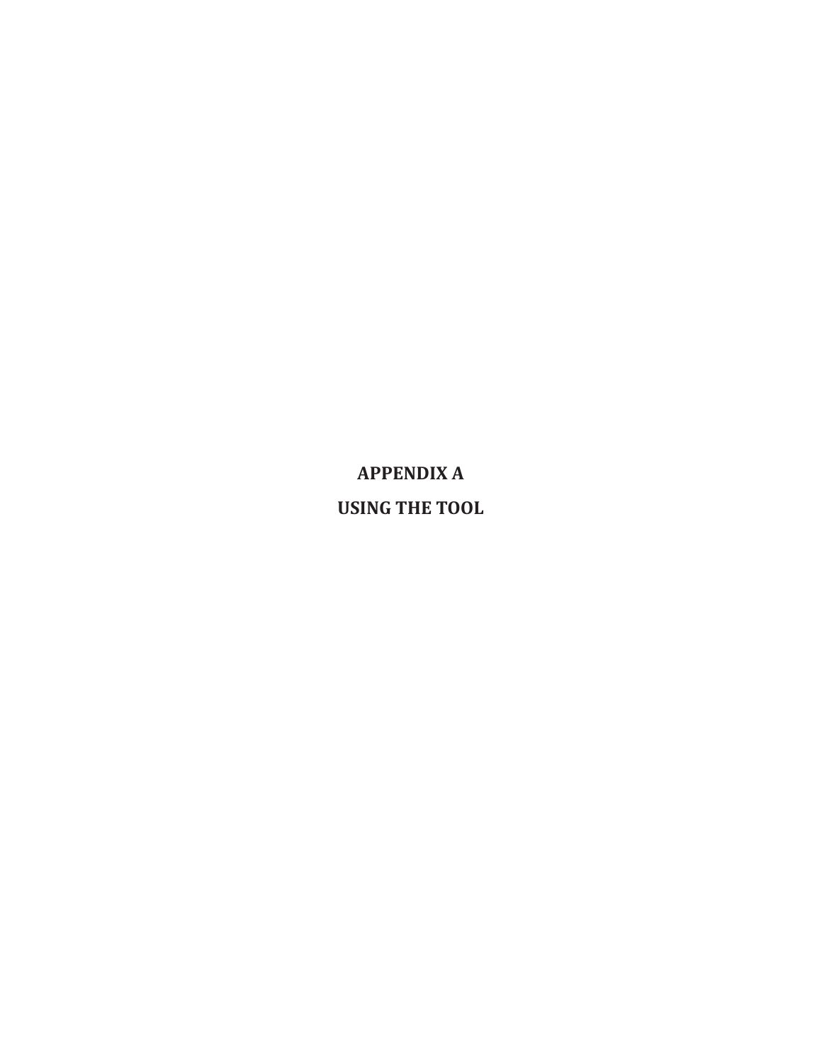# APPENDIX A

# USING THE TOOL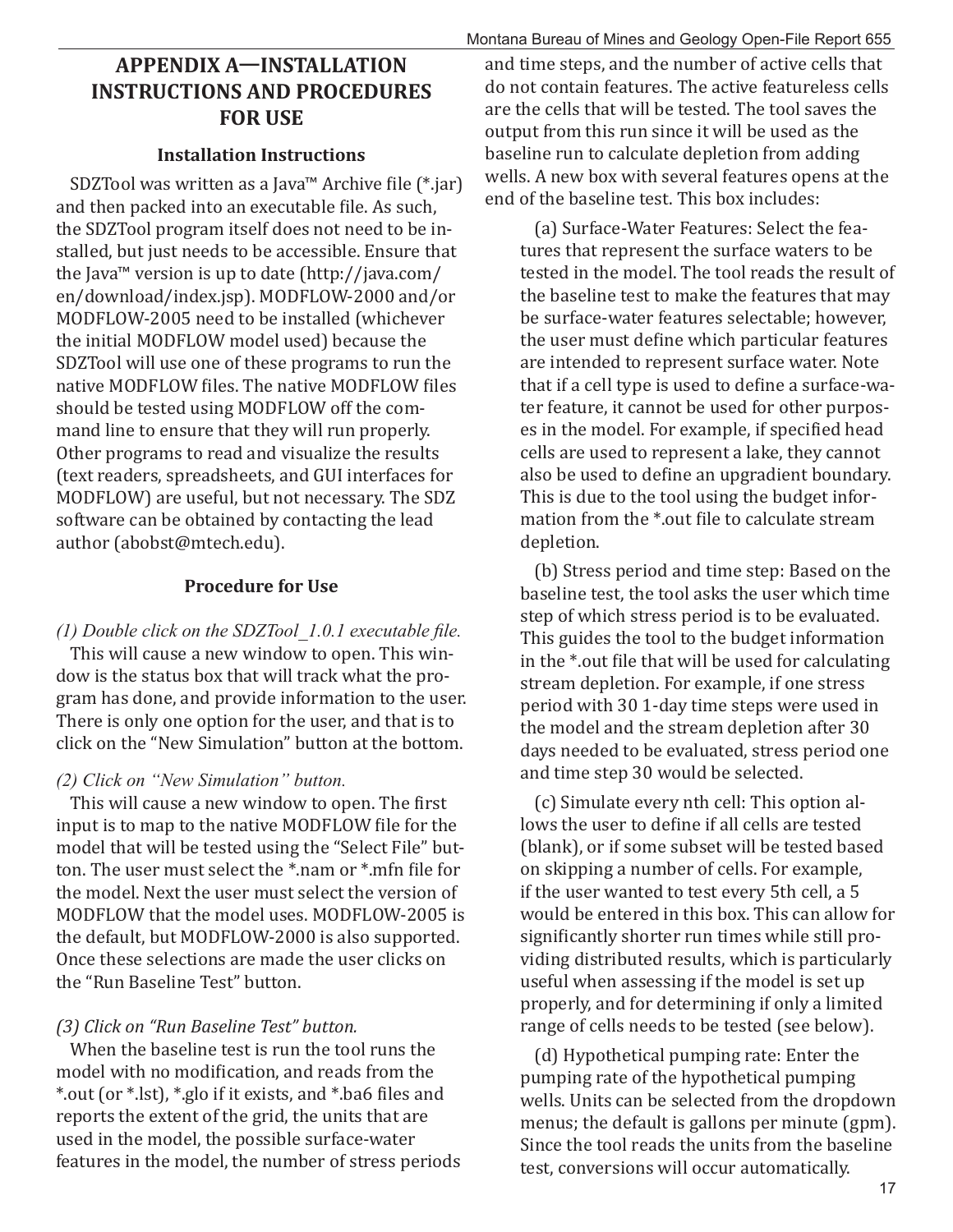# APPENDIX A—INSTALLATION INSTRUCTIONS AND PROCEDURES FOR USE

### Installation Instructions

SDZTool was written as a Java™ Archive file (*.jar) and then packed into an executable file. As such, the SDZTool program itself does not need to be installed, but just needs to be accessible. Ensure that the Java™ version is up to date (http://java.com/en/download/index.jsp). MODFLOW-2000 and/or MODFLOW-2005 need to be installed (whichever the initial MODFLOW model used) because the SDZTool will use one of these programs to run the native MODFLOW files. The native MODFLOW files should be tested using MODFLOW off the command line to ensure that they will run properly. Other programs to read and visualize the results (text readers, spreadsheets, and GUI interfaces for MODFLOW) are useful, but not necessary. The SDZ software can be obtained by contacting the lead author (abobst@mtech.edu).

### Procedure for Use

*(1) Double click on the SDZTool_1.0.1 executable file.*

This will cause a new window to open. This window is the status box that will track what the program has done, and provide information to the user. There is only one option for the user, and that is to click on the "New Simulation" button at the bottom.

*(2) Click on "New Simulation" button.*

This will cause a new window to open. The first input is to map to the native MODFLOW file for the model that will be tested using the "Select File" button. The user must select the *.nam or *.mfn file for the model. Next the user must select the version of MODFLOW that the model uses. MODFLOW-2005 is the default, but MODFLOW-2000 is also supported. Once these selections are made the user clicks on the "Run Baseline Test" button.

*(3) Click on "Run Baseline Test" button.*

When the baseline test is run the tool runs the model with no modification, and reads from the *.out (or *.lst), *.glo if it exists, and *.ba6 files and reports the extent of the grid, the units that are used in the model, the possible surface-water features in the model, the number of stress periods and time steps, and the number of active cells that do not contain features. The active featureless cells are the cells that will be tested. The tool saves the output from this run since it will be used as the baseline run to calculate depletion from adding wells. A new box with several features opens at the end of the baseline test. This box includes:

(a) Surface-Water Features: Select the features that represent the surface waters to be tested in the model. The tool reads the result of the baseline test to make the features that may be surface-water features selectable; however, the user must define which particular features are intended to represent surface water. Note that if a cell type is used to define a surface-water feature, it cannot be used for other purposes in the model. For example, if specified head cells are used to represent a lake, they cannot also be used to define an upgradient boundary. This is due to the tool using the budget information from the *.out file to calculate stream depletion.

(b) Stress period and time step: Based on the baseline test, the tool asks the user which time step of which stress period is to be evaluated. This guides the tool to the budget information in the *.out file that will be used for calculating stream depletion. For example, if one stress period with 30 1-day time steps were used in the model and the stream depletion after 30 days needed to be evaluated, stress period one and time step 30 would be selected.

(c) Simulate every nth cell: This option allows the user to define if all cells are tested (blank), or if some subset will be tested based on skipping a number of cells. For example, if the user wanted to test every 5th cell, a 5 would be entered in this box. This can allow for significantly shorter run times while still providing distributed results, which is particularly useful when assessing if the model is set up properly, and for determining if only a limited range of cells needs to be tested (see below).

(d) Hypothetical pumping rate: Enter the pumping rate of the hypothetical pumping wells. Units can be selected from the dropdown menus; the default is gallons per minute (gpm). Since the tool reads the units from the baseline test, conversions will occur automatically.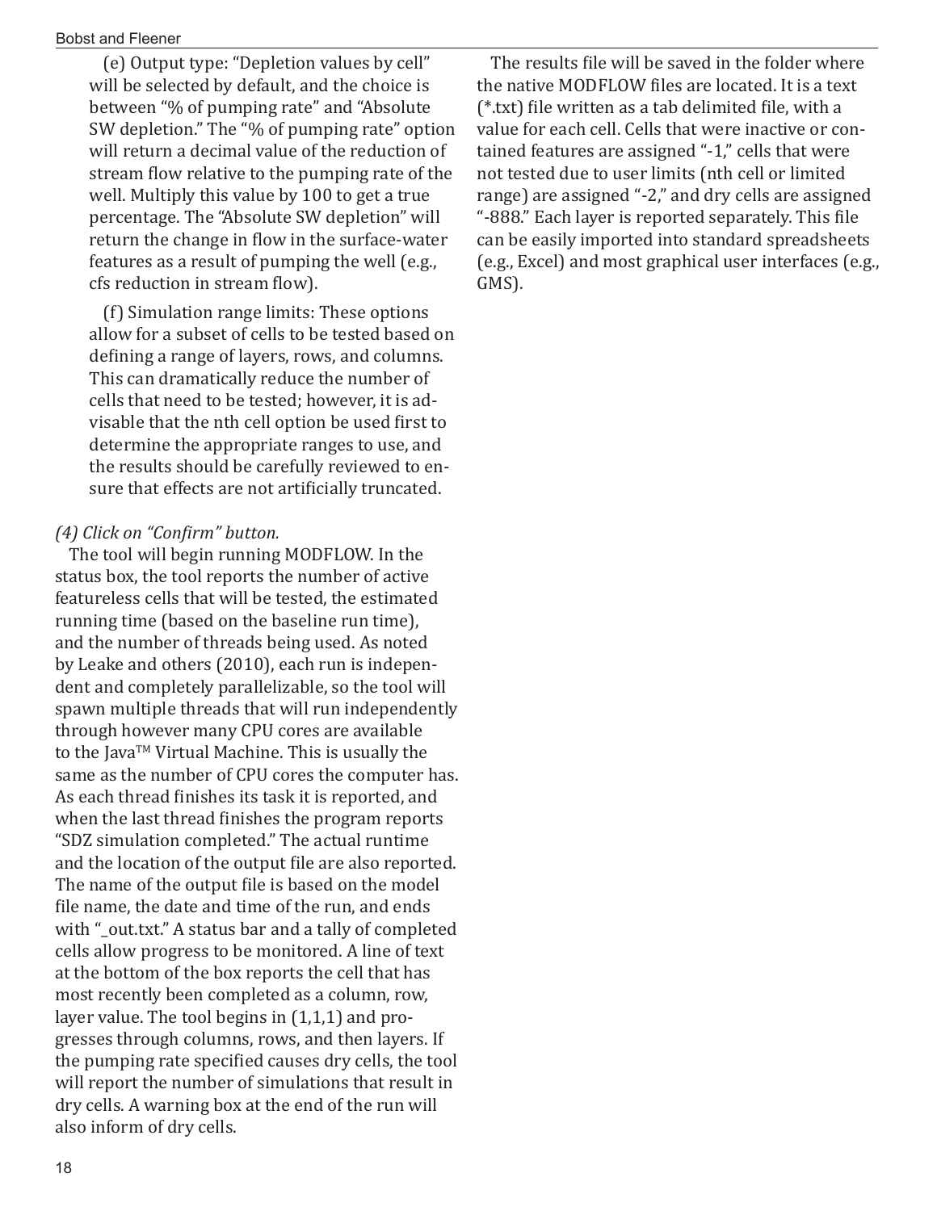(e) Output type: "Depletion values by cell" will be selected by default, and the choice is between "% of pumping rate" and "Absolute SW depletion." The "% of pumping rate" option will return a decimal value of the reduction of stream flow relative to the pumping rate of the well. Multiply this value by 100 to get a true percentage. The "Absolute SW depletion" will return the change in flow in the surface-water features as a result of pumping the well (e.g., cfs reduction in stream flow).

(f) Simulation range limits: These options allow for a subset of cells to be tested based on defining a range of layers, rows, and columns. This can dramatically reduce the number of cells that need to be tested; however, it is advisable that the nth cell option be used first to determine the appropriate ranges to use, and the results should be carefully reviewed to ensure that effects are not artificially truncated.

*(4) Click on "Confirm" button.*

The tool will begin running MODFLOW. In the status box, the tool reports the number of active featureless cells that will be tested, the estimated running time (based on the baseline run time), and the number of threads being used. As noted by Leake and others (2010), each run is independent and completely parallelizable, so the tool will spawn multiple threads that will run independently through however many CPU cores are available to the Java™ Virtual Machine. This is usually the same as the number of CPU cores the computer has. As each thread finishes its task it is reported, and when the last thread finishes the program reports "SDZ simulation completed." The actual runtime and the location of the output file are also reported. The name of the output file is based on the model file name, the date and time of the run, and ends with "_out.txt." A status bar and a tally of completed cells allow progress to be monitored. A line of text at the bottom of the box reports the cell that has most recently been completed as a column, row, layer value. The tool begins in (1,1,1) and progresses through columns, rows, and then layers. If the pumping rate specified causes dry cells, the tool will report the number of simulations that result in dry cells. A warning box at the end of the run will also inform of dry cells.

The results file will be saved in the folder where the native MODFLOW files are located. It is a text (*.txt) file written as a tab delimited file, with a value for each cell. Cells that were inactive or contained features are assigned "-1," cells that were not tested due to user limits (nth cell or limited range) are assigned "-2," and dry cells are assigned "-888." Each layer is reported separately. This file can be easily imported into standard spreadsheets (e.g., Excel) and most graphical user interfaces (e.g., GMS).